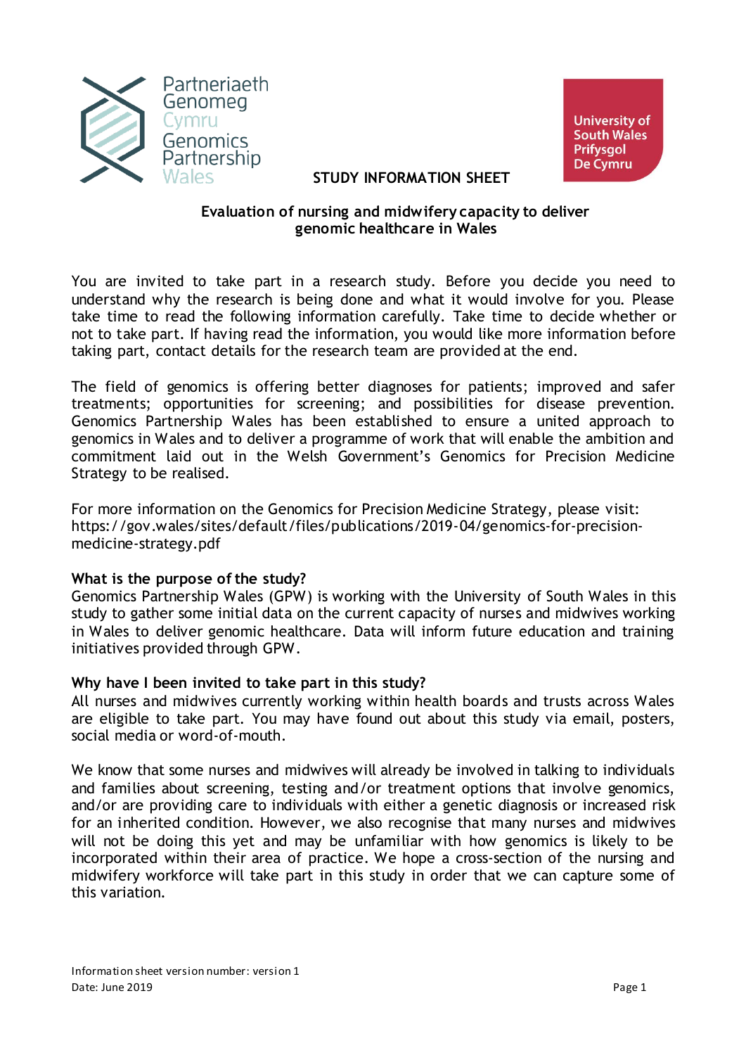Partneriaeth Genomeg Cymru
Genomics Partnership Wales

University of South Wales
Prifysgol De Cymru

**STUDY INFORMATION SHEET**

## Evaluation of nursing and midwifery capacity to deliver genomic healthcare in Wales

You are invited to take part in a research study. Before you decide you need to understand why the research is being done and what it would involve for you. Please take time to read the following information carefully. Take time to decide whether or not to take part. If having read the information, you would like more information before taking part, contact details for the research team are provided at the end.

The field of genomics is offering better diagnoses for patients; improved and safer treatments; opportunities for screening; and possibilities for disease prevention. Genomics Partnership Wales has been established to ensure a united approach to genomics in Wales and to deliver a programme of work that will enable the ambition and commitment laid out in the Welsh Government's Genomics for Precision Medicine Strategy to be realised.

For more information on the Genomics for Precision Medicine Strategy, please visit: https://gov.wales/sites/default/files/publications/2019-04/genomics-for-precision-medicine-strategy.pdf

**What is the purpose of the study?**
Genomics Partnership Wales (GPW) is working with the University of South Wales in this study to gather some initial data on the current capacity of nurses and midwives working in Wales to deliver genomic healthcare. Data will inform future education and training initiatives provided through GPW.

**Why have I been invited to take part in this study?**
All nurses and midwives currently working within health boards and trusts across Wales are eligible to take part. You may have found out about this study via email, posters, social media or word-of-mouth.

We know that some nurses and midwives will already be involved in talking to individuals and families about screening, testing and/or treatment options that involve genomics, and/or are providing care to individuals with either a genetic diagnosis or increased risk for an inherited condition. However, we also recognise that many nurses and midwives will not be doing this yet and may be unfamiliar with how genomics is likely to be incorporated within their area of practice. We hope a cross-section of the nursing and midwifery workforce will take part in this study in order that we can capture some of this variation.

Information sheet version number: version 1
Date: June 2019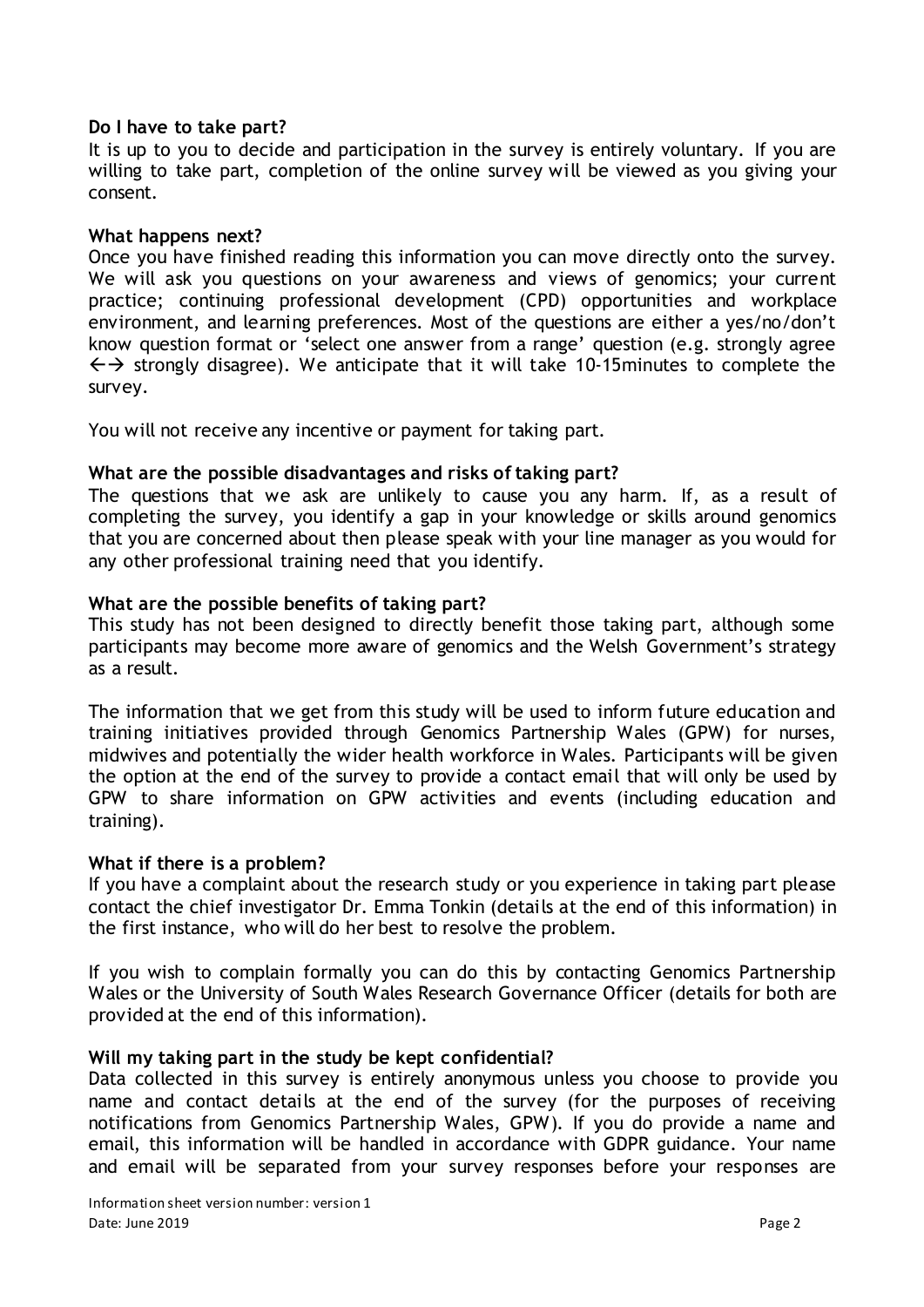**Do I have to take part?**

It is up to you to decide and participation in the survey is entirely voluntary. If you are willing to take part, completion of the online survey will be viewed as you giving your consent.

**What happens next?**

Once you have finished reading this information you can move directly onto the survey. We will ask you questions on your awareness and views of genomics; your current practice; continuing professional development (CPD) opportunities and workplace environment, and learning preferences. Most of the questions are either a yes/no/don't know question format or 'select one answer from a range' question (e.g. strongly agree ←→ strongly disagree). We anticipate that it will take 10-15minutes to complete the survey.

You will not receive any incentive or payment for taking part.

**What are the possible disadvantages and risks of taking part?**

The questions that we ask are unlikely to cause you any harm. If, as a result of completing the survey, you identify a gap in your knowledge or skills around genomics that you are concerned about then please speak with your line manager as you would for any other professional training need that you identify.

**What are the possible benefits of taking part?**

This study has not been designed to directly benefit those taking part, although some participants may become more aware of genomics and the Welsh Government's strategy as a result.

The information that we get from this study will be used to inform future education and training initiatives provided through Genomics Partnership Wales (GPW) for nurses, midwives and potentially the wider health workforce in Wales. Participants will be given the option at the end of the survey to provide a contact email that will only be used by GPW to share information on GPW activities and events (including education and training).

**What if there is a problem?**

If you have a complaint about the research study or you experience in taking part please contact the chief investigator Dr. Emma Tonkin (details at the end of this information) in the first instance, who will do her best to resolve the problem.

If you wish to complain formally you can do this by contacting Genomics Partnership Wales or the University of South Wales Research Governance Officer (details for both are provided at the end of this information).

**Will my taking part in the study be kept confidential?**

Data collected in this survey is entirely anonymous unless you choose to provide you name and contact details at the end of the survey (for the purposes of receiving notifications from Genomics Partnership Wales, GPW). If you do provide a name and email, this information will be handled in accordance with GDPR guidance. Your name and email will be separated from your survey responses before your responses are

Information sheet version number: version 1
Date: June 2019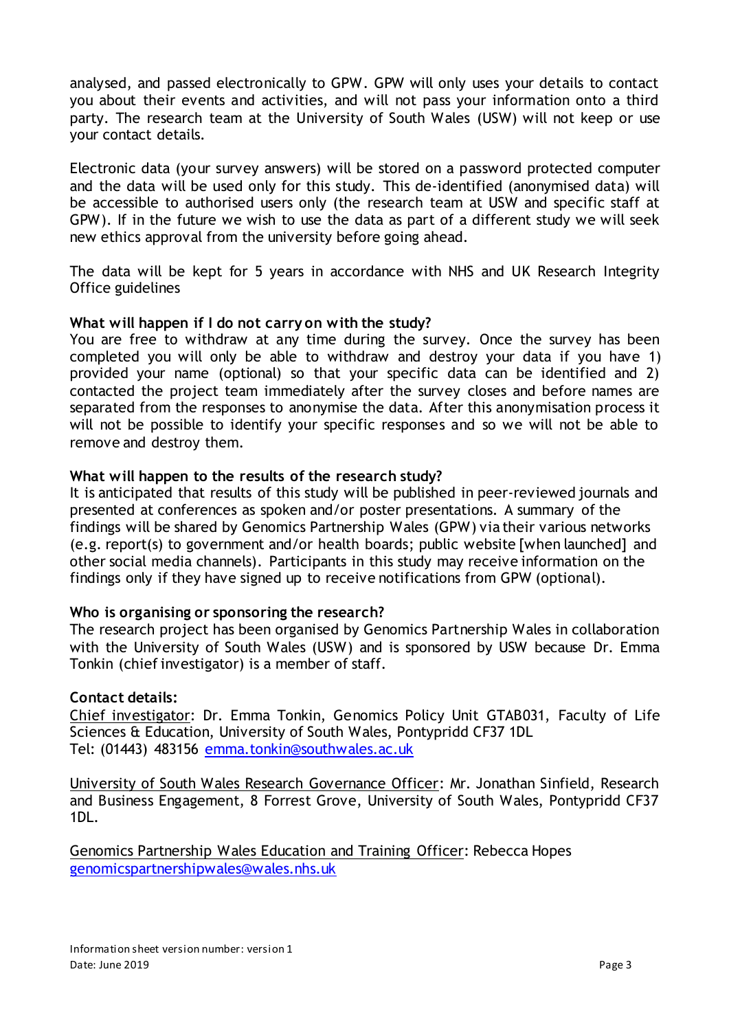analysed, and passed electronically to GPW. GPW will only uses your details to contact you about their events and activities, and will not pass your information onto a third party. The research team at the University of South Wales (USW) will not keep or use your contact details.

Electronic data (your survey answers) will be stored on a password protected computer and the data will be used only for this study. This de-identified (anonymised data) will be accessible to authorised users only (the research team at USW and specific staff at GPW). If in the future we wish to use the data as part of a different study we will seek new ethics approval from the university before going ahead.

The data will be kept for 5 years in accordance with NHS and UK Research Integrity Office guidelines

**What will happen if I do not carry on with the study?**
You are free to withdraw at any time during the survey. Once the survey has been completed you will only be able to withdraw and destroy your data if you have 1) provided your name (optional) so that your specific data can be identified and 2) contacted the project team immediately after the survey closes and before names are separated from the responses to anonymise the data. After this anonymisation process it will not be possible to identify your specific responses and so we will not be able to remove and destroy them.

**What will happen to the results of the research study?**
It is anticipated that results of this study will be published in peer-reviewed journals and presented at conferences as spoken and/or poster presentations. A summary of the findings will be shared by Genomics Partnership Wales (GPW) via their various networks (e.g. report(s) to government and/or health boards; public website [when launched] and other social media channels). Participants in this study may receive information on the findings only if they have signed up to receive notifications from GPW (optional).

**Who is organising or sponsoring the research?**
The research project has been organised by Genomics Partnership Wales in collaboration with the University of South Wales (USW) and is sponsored by USW because Dr. Emma Tonkin (chief investigator) is a member of staff.

**Contact details:**
Chief investigator: Dr. Emma Tonkin, Genomics Policy Unit GTAB031, Faculty of Life Sciences & Education, University of South Wales, Pontypridd CF37 1DL
Tel: (01443) 483156 emma.tonkin@southwales.ac.uk

University of South Wales Research Governance Officer: Mr. Jonathan Sinfield, Research and Business Engagement, 8 Forrest Grove, University of South Wales, Pontypridd CF37 1DL.

Genomics Partnership Wales Education and Training Officer: Rebecca Hopes
genomicspartnershipwales@wales.nhs.uk

Information sheet version number: version 1
Date: June 2019